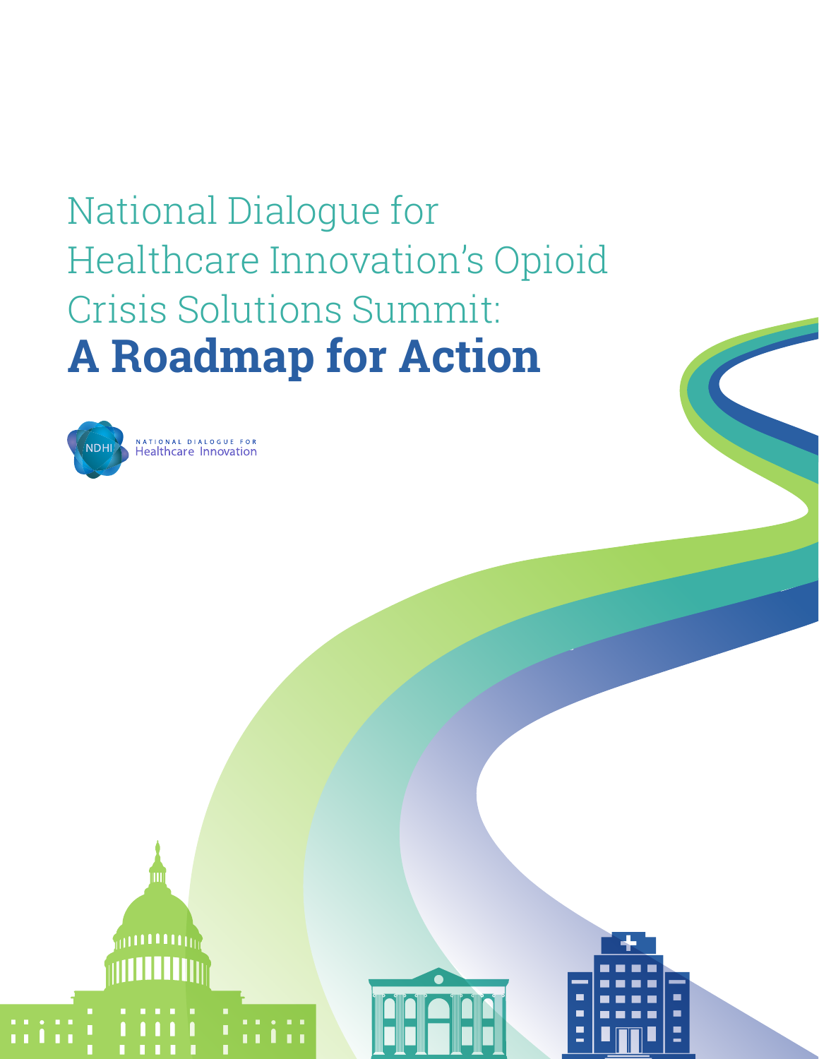# National Dialogue for Healthcare Innovation's Opioid Crisis Solutions Summit: **A Roadmap for Action**

NDHI NATIONAL DIALOGUE FOR Healthcare Innovation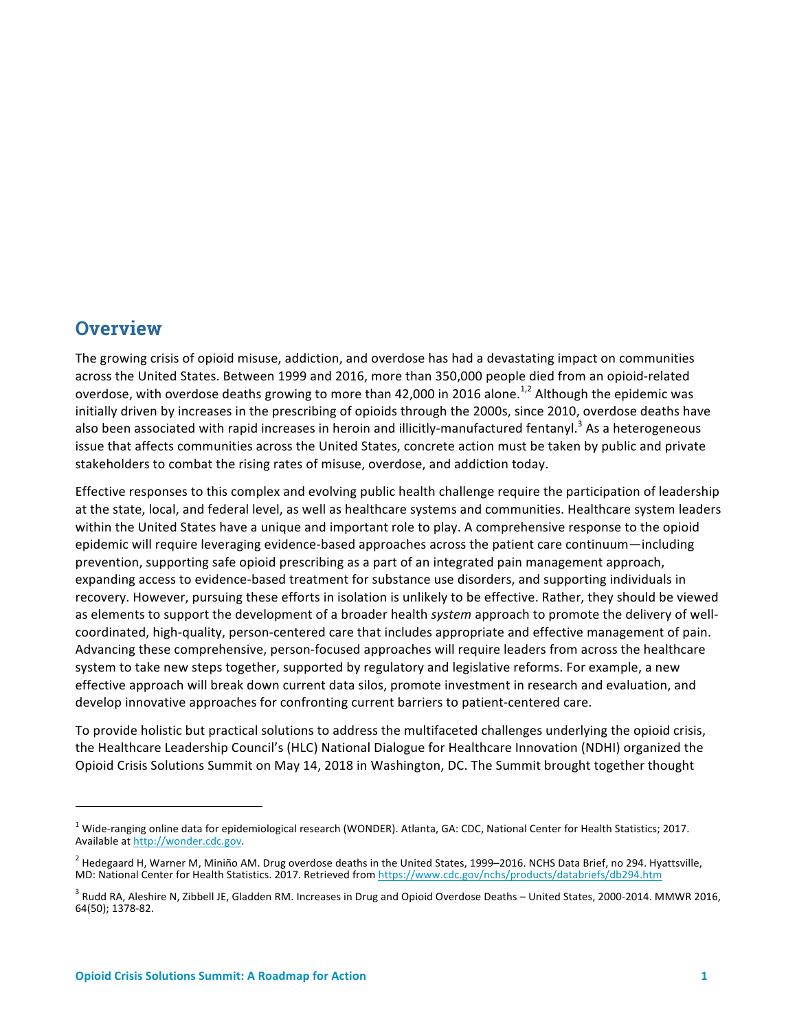## Overview

The growing crisis of opioid misuse, addiction, and overdose has had a devastating impact on communities across the United States. Between 1999 and 2016, more than 350,000 people died from an opioid-related overdose, with overdose deaths growing to more than 42,000 in 2016 alone.[1,2] Although the epidemic was initially driven by increases in the prescribing of opioids through the 2000s, since 2010, overdose deaths have also been associated with rapid increases in heroin and illicitly-manufactured fentanyl.[3] As a heterogeneous issue that affects communities across the United States, concrete action must be taken by public and private stakeholders to combat the rising rates of misuse, overdose, and addiction today.

Effective responses to this complex and evolving public health challenge require the participation of leadership at the state, local, and federal level, as well as healthcare systems and communities. Healthcare system leaders within the United States have a unique and important role to play. A comprehensive response to the opioid epidemic will require leveraging evidence-based approaches across the patient care continuum—including prevention, supporting safe opioid prescribing as a part of an integrated pain management approach, expanding access to evidence-based treatment for substance use disorders, and supporting individuals in recovery. However, pursuing these efforts in isolation is unlikely to be effective. Rather, they should be viewed as elements to support the development of a broader health *system* approach to promote the delivery of well-coordinated, high-quality, person-centered care that includes appropriate and effective management of pain. Advancing these comprehensive, person-focused approaches will require leaders from across the healthcare system to take new steps together, supported by regulatory and legislative reforms. For example, a new effective approach will break down current data silos, promote investment in research and evaluation, and develop innovative approaches for confronting current barriers to patient-centered care.

To provide holistic but practical solutions to address the multifaceted challenges underlying the opioid crisis, the Healthcare Leadership Council's (HLC) National Dialogue for Healthcare Innovation (NDHI) organized the Opioid Crisis Solutions Summit on May 14, 2018 in Washington, DC. The Summit brought together thought

---

[1] Wide-ranging online data for epidemiological research (WONDER). Atlanta, GA: CDC, National Center for Health Statistics; 2017. Available at http://wonder.cdc.gov.

[2] Hedegaard H, Warner M, Miniño AM. Drug overdose deaths in the United States, 1999–2016. NCHS Data Brief, no 294. Hyattsville, MD: National Center for Health Statistics. 2017. Retrieved from https://www.cdc.gov/nchs/products/databriefs/db294.htm

[3] Rudd RA, Aleshire N, Zibbell JE, Gladden RM. Increases in Drug and Opioid Overdose Deaths – United States, 2000-2014. MMWR 2016, 64(50); 1378-82.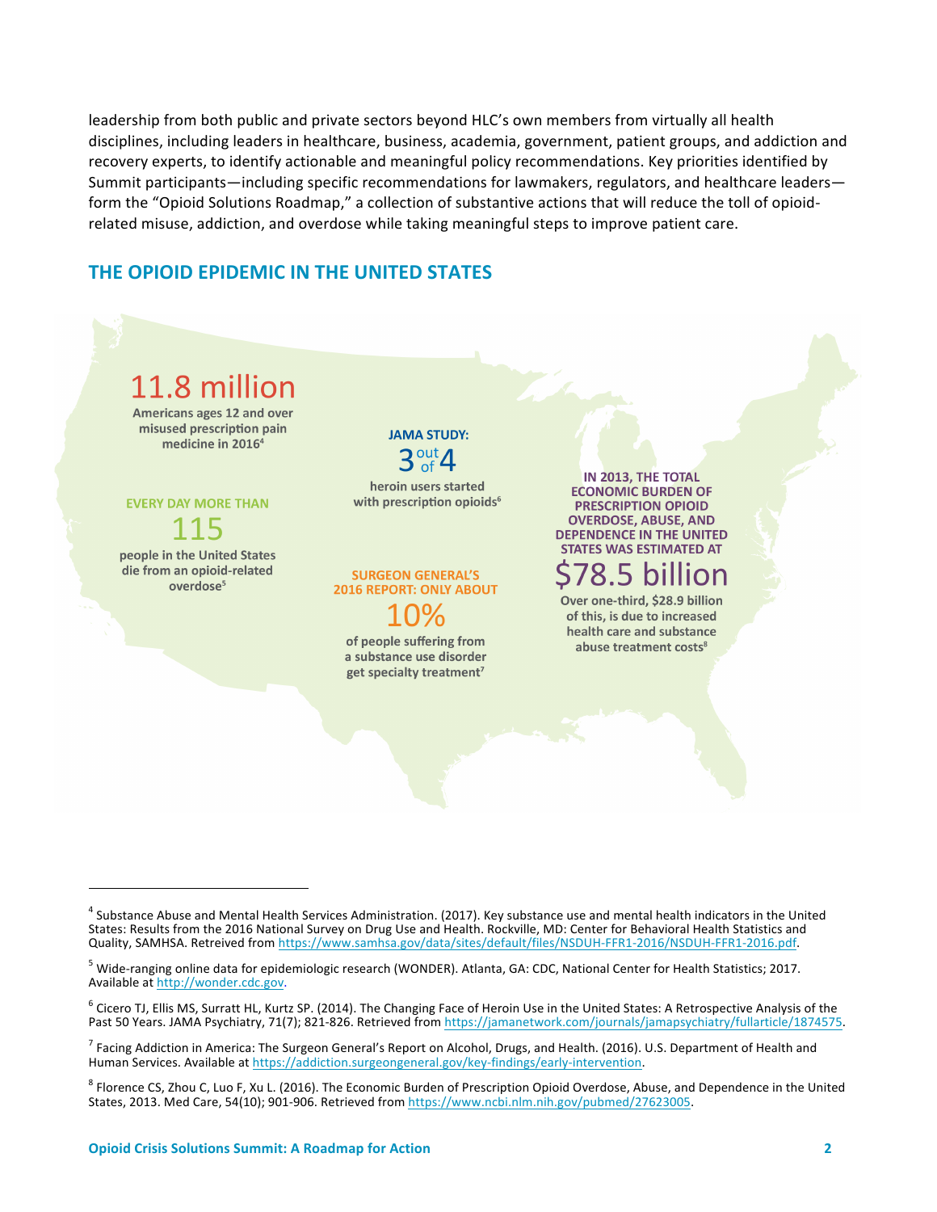leadership from both public and private sectors beyond HLC's own members from virtually all health disciplines, including leaders in healthcare, business, academia, government, patient groups, and addiction and recovery experts, to identify actionable and meaningful policy recommendations. Key priorities identified by Summit participants—including specific recommendations for lawmakers, regulators, and healthcare leaders—form the "Opioid Solutions Roadmap," a collection of substantive actions that will reduce the toll of opioid-related misuse, addiction, and overdose while taking meaningful steps to improve patient care.

## THE OPIOID EPIDEMIC IN THE UNITED STATES

**11.8 million**

**Americans ages 12 and over misused prescription pain medicine in 2016[4]**

**EVERY DAY MORE THAN**

**115**

**people in the United States die from an opioid-related overdose[5]**

**JAMA STUDY:**

**3 out of 4**

**heroin users started with prescription opioids[6]**

**SURGEON GENERAL'S 2016 REPORT: ONLY ABOUT**

**10%**

**of people suffering from a substance use disorder get specialty treatment[7]**

**IN 2013, THE TOTAL ECONOMIC BURDEN OF PRESCRIPTION OPIOID OVERDOSE, ABUSE, AND DEPENDENCE IN THE UNITED STATES WAS ESTIMATED AT**

**$78.5 billion**

**Over one-third, $28.9 billion of this, is due to increased health care and substance abuse treatment costs[8]**

---

[4] Substance Abuse and Mental Health Services Administration. (2017). Key substance use and mental health indicators in the United States: Results from the 2016 National Survey on Drug Use and Health. Rockville, MD: Center for Behavioral Health Statistics and Quality, SAMHSA. Retreived from https://www.samhsa.gov/data/sites/default/files/NSDUH-FFR1-2016/NSDUH-FFR1-2016.pdf.

[5] Wide-ranging online data for epidemiologic research (WONDER). Atlanta, GA: CDC, National Center for Health Statistics; 2017. Available at http://wonder.cdc.gov.

[6] Cicero TJ, Ellis MS, Surratt HL, Kurtz SP. (2014). The Changing Face of Heroin Use in the United States: A Retrospective Analysis of the Past 50 Years. JAMA Psychiatry, 71(7); 821-826. Retrieved from https://jamanetwork.com/journals/jamapsychiatry/fullarticle/1874575.

[7] Facing Addiction in America: The Surgeon General's Report on Alcohol, Drugs, and Health. (2016). U.S. Department of Health and Human Services. Available at https://addiction.surgeongeneral.gov/key-findings/early-intervention.

[8] Florence CS, Zhou C, Luo F, Xu L. (2016). The Economic Burden of Prescription Opioid Overdose, Abuse, and Dependence in the United States, 2013. Med Care, 54(10); 901-906. Retrieved from https://www.ncbi.nlm.nih.gov/pubmed/27623005.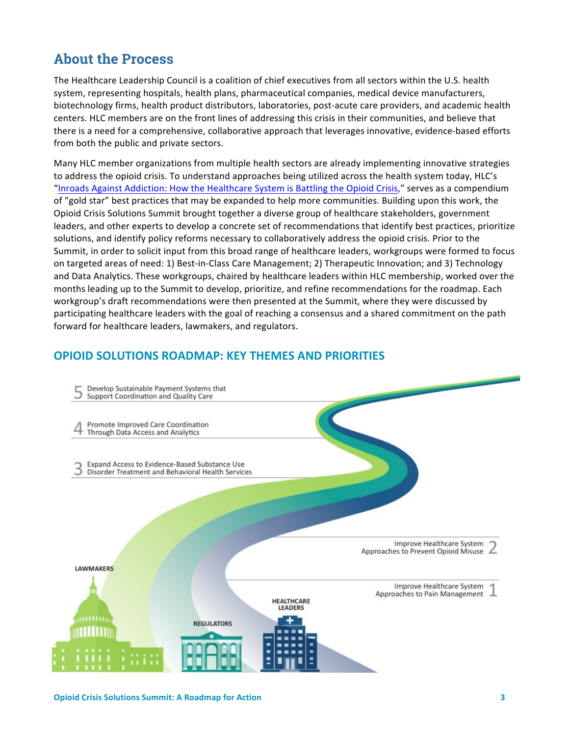## About the Process

The Healthcare Leadership Council is a coalition of chief executives from all sectors within the U.S. health system, representing hospitals, health plans, pharmaceutical companies, medical device manufacturers, biotechnology firms, health product distributors, laboratories, post-acute care providers, and academic health centers. HLC members are on the front lines of addressing this crisis in their communities, and believe that there is a need for a comprehensive, collaborative approach that leverages innovative, evidence-based efforts from both the public and private sectors.

Many HLC member organizations from multiple health sectors are already implementing innovative strategies to address the opioid crisis. To understand approaches being utilized across the health system today, HLC's "Inroads Against Addiction: How the Healthcare System is Battling the Opioid Crisis," serves as a compendium of "gold star" best practices that may be expanded to help more communities. Building upon this work, the Opioid Crisis Solutions Summit brought together a diverse group of healthcare stakeholders, government leaders, and other experts to develop a concrete set of recommendations that identify best practices, prioritize solutions, and identify policy reforms necessary to collaboratively address the opioid crisis. Prior to the Summit, in order to solicit input from this broad range of healthcare leaders, workgroups were formed to focus on targeted areas of need: 1) Best-in-Class Care Management; 2) Therapeutic Innovation; and 3) Technology and Data Analytics. These workgroups, chaired by healthcare leaders within HLC membership, worked over the months leading up to the Summit to develop, prioritize, and refine recommendations for the roadmap. Each workgroup's draft recommendations were then presented at the Summit, where they were discussed by participating healthcare leaders with the goal of reaching a consensus and a shared commitment on the path forward for healthcare leaders, lawmakers, and regulators.

### OPIOID SOLUTIONS ROADMAP: KEY THEMES AND PRIORITIES

5 Develop Sustainable Payment Systems that Support Coordination and Quality Care

4 Promote Improved Care Coordination Through Data Access and Analytics

3 Expand Access to Evidence-Based Substance Use Disorder Treatment and Behavioral Health Services

2 Improve Healthcare System Approaches to Prevent Opioid Misuse

1 Improve Healthcare System Approaches to Pain Management

LAWMAKERS

REGULATORS

HEALTHCARE LEADERS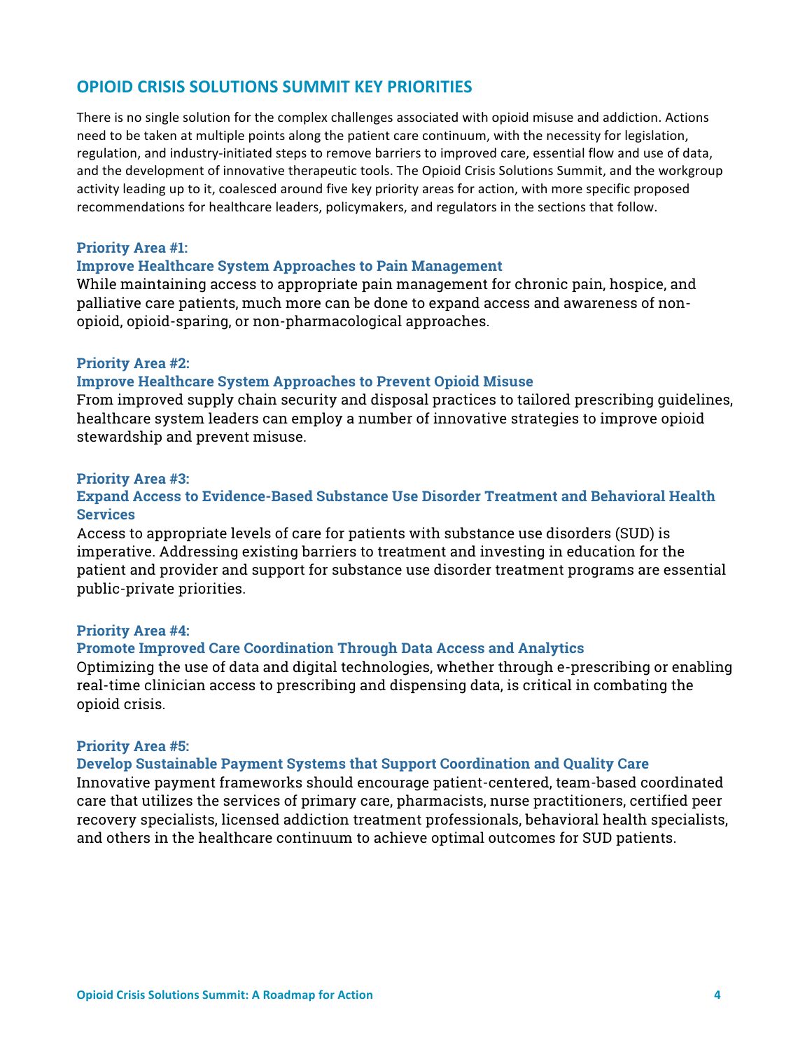## OPIOID CRISIS SOLUTIONS SUMMIT KEY PRIORITIES

There is no single solution for the complex challenges associated with opioid misuse and addiction. Actions need to be taken at multiple points along the patient care continuum, with the necessity for legislation, regulation, and industry-initiated steps to remove barriers to improved care, essential flow and use of data, and the development of innovative therapeutic tools. The Opioid Crisis Solutions Summit, and the workgroup activity leading up to it, coalesced around five key priority areas for action, with more specific proposed recommendations for healthcare leaders, policymakers, and regulators in the sections that follow.

### Priority Area #1:
### Improve Healthcare System Approaches to Pain Management

While maintaining access to appropriate pain management for chronic pain, hospice, and palliative care patients, much more can be done to expand access and awareness of non-opioid, opioid-sparing, or non-pharmacological approaches.

### Priority Area #2:
### Improve Healthcare System Approaches to Prevent Opioid Misuse

From improved supply chain security and disposal practices to tailored prescribing guidelines, healthcare system leaders can employ a number of innovative strategies to improve opioid stewardship and prevent misuse.

### Priority Area #3:
### Expand Access to Evidence-Based Substance Use Disorder Treatment and Behavioral Health Services

Access to appropriate levels of care for patients with substance use disorders (SUD) is imperative. Addressing existing barriers to treatment and investing in education for the patient and provider and support for substance use disorder treatment programs are essential public-private priorities.

### Priority Area #4:
### Promote Improved Care Coordination Through Data Access and Analytics

Optimizing the use of data and digital technologies, whether through e-prescribing or enabling real-time clinician access to prescribing and dispensing data, is critical in combating the opioid crisis.

### Priority Area #5:
### Develop Sustainable Payment Systems that Support Coordination and Quality Care

Innovative payment frameworks should encourage patient-centered, team-based coordinated care that utilizes the services of primary care, pharmacists, nurse practitioners, certified peer recovery specialists, licensed addiction treatment professionals, behavioral health specialists, and others in the healthcare continuum to achieve optimal outcomes for SUD patients.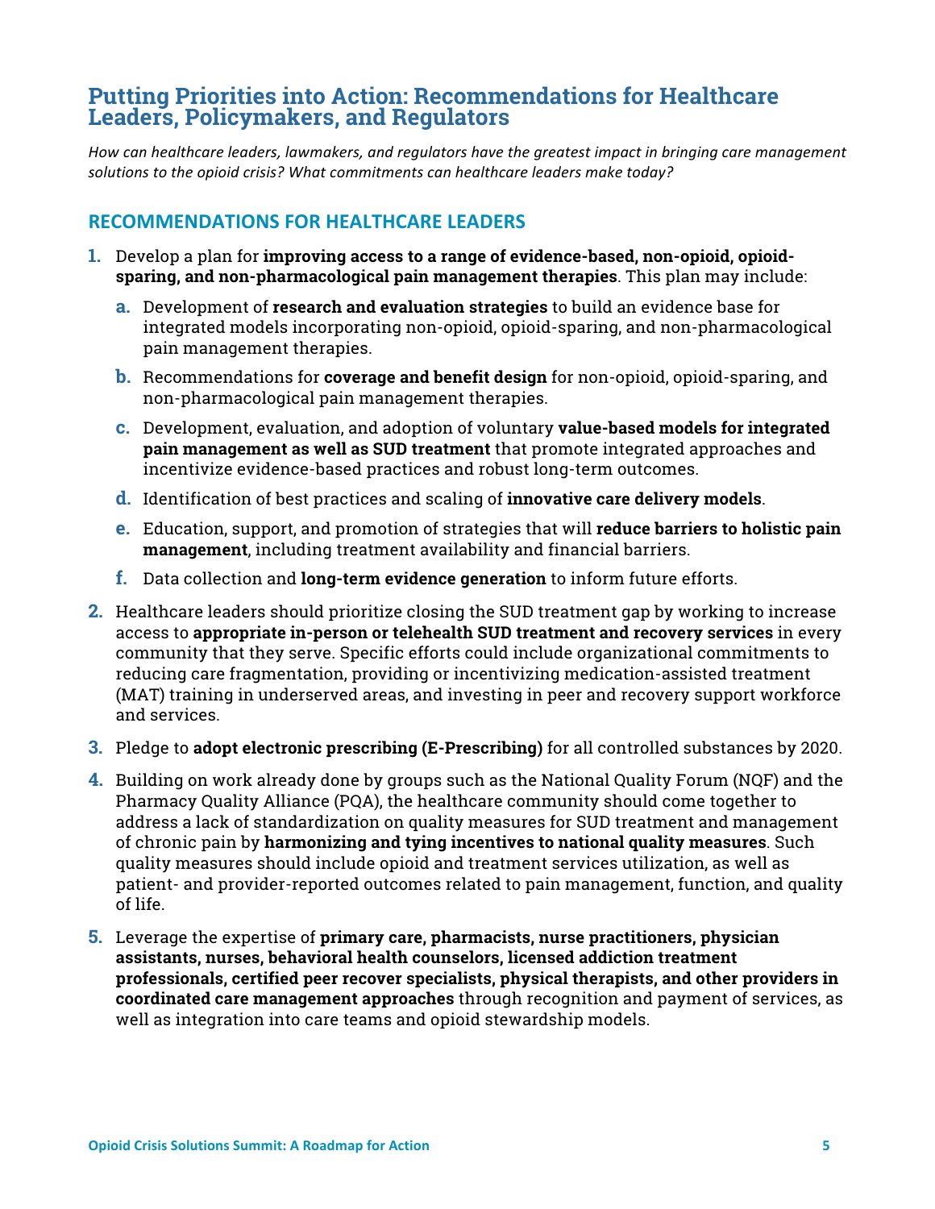## Putting Priorities into Action: Recommendations for Healthcare Leaders, Policymakers, and Regulators

*How can healthcare leaders, lawmakers, and regulators have the greatest impact in bringing care management solutions to the opioid crisis? What commitments can healthcare leaders make today?*

### RECOMMENDATIONS FOR HEALTHCARE LEADERS

1. Develop a plan for **improving access to a range of evidence-based, non-opioid, opioid-sparing, and non-pharmacological pain management therapies**. This plan may include:
   a. Development of **research and evaluation strategies** to build an evidence base for integrated models incorporating non-opioid, opioid-sparing, and non-pharmacological pain management therapies.
   b. Recommendations for **coverage and benefit design** for non-opioid, opioid-sparing, and non-pharmacological pain management therapies.
   c. Development, evaluation, and adoption of voluntary **value-based models for integrated pain management as well as SUD treatment** that promote integrated approaches and incentivize evidence-based practices and robust long-term outcomes.
   d. Identification of best practices and scaling of **innovative care delivery models**.
   e. Education, support, and promotion of strategies that will **reduce barriers to holistic pain management**, including treatment availability and financial barriers.
   f. Data collection and **long-term evidence generation** to inform future efforts.
2. Healthcare leaders should prioritize closing the SUD treatment gap by working to increase access to **appropriate in-person or telehealth SUD treatment and recovery services** in every community that they serve. Specific efforts could include organizational commitments to reducing care fragmentation, providing or incentivizing medication-assisted treatment (MAT) training in underserved areas, and investing in peer and recovery support workforce and services.
3. Pledge to **adopt electronic prescribing (E-Prescribing)** for all controlled substances by 2020.
4. Building on work already done by groups such as the National Quality Forum (NQF) and the Pharmacy Quality Alliance (PQA), the healthcare community should come together to address a lack of standardization on quality measures for SUD treatment and management of chronic pain by **harmonizing and tying incentives to national quality measures**. Such quality measures should include opioid and treatment services utilization, as well as patient- and provider-reported outcomes related to pain management, function, and quality of life.
5. Leverage the expertise of **primary care, pharmacists, nurse practitioners, physician assistants, nurses, behavioral health counselors, licensed addiction treatment professionals, certified peer recover specialists, physical therapists, and other providers in coordinated care management approaches** through recognition and payment of services, as well as integration into care teams and opioid stewardship models.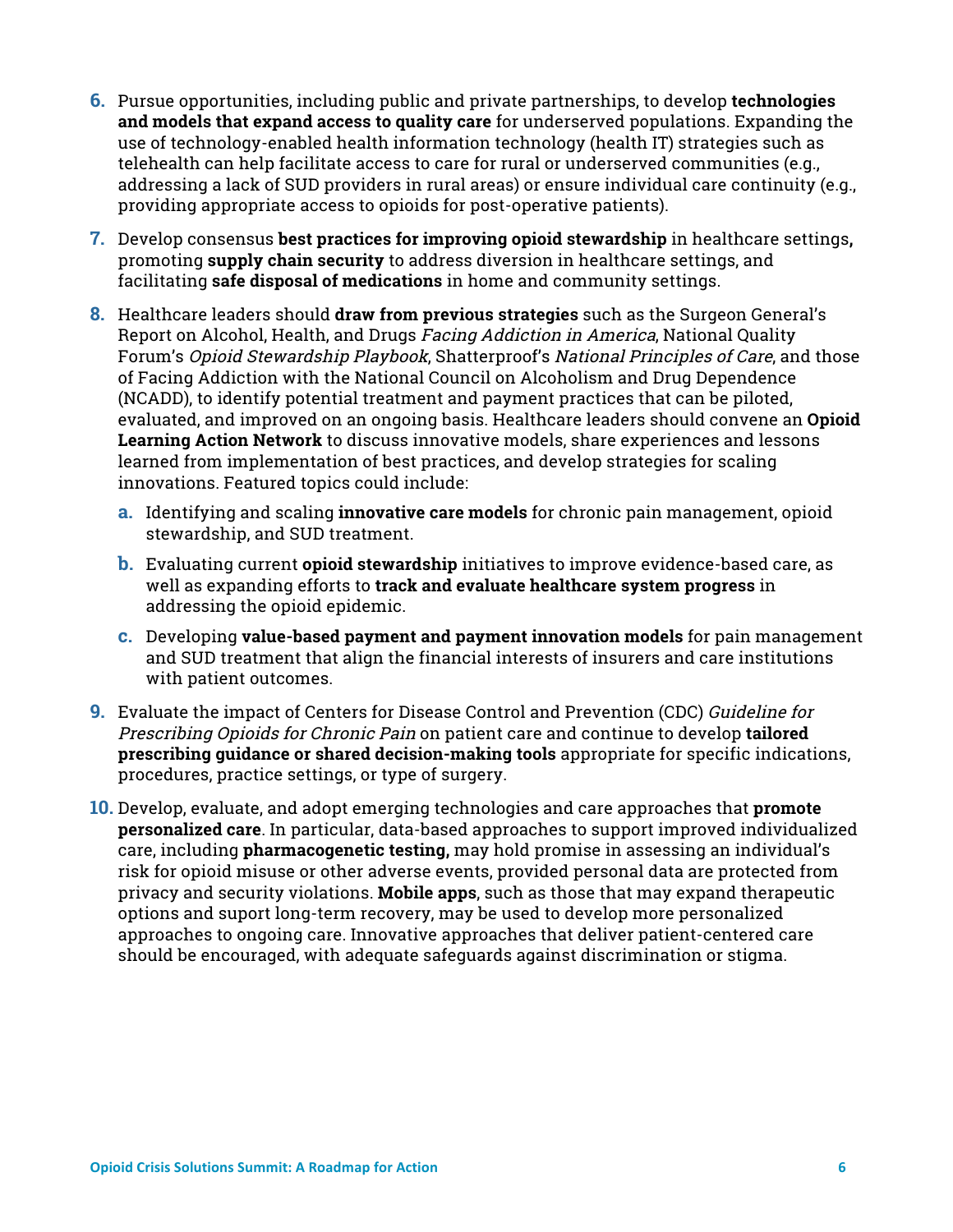6. Pursue opportunities, including public and private partnerships, to develop **technologies and models that expand access to quality care** for underserved populations. Expanding the use of technology-enabled health information technology (health IT) strategies such as telehealth can help facilitate access to care for rural or underserved communities (e.g., addressing a lack of SUD providers in rural areas) or ensure individual care continuity (e.g., providing appropriate access to opioids for post-operative patients).

7. Develop consensus **best practices for improving opioid stewardship** in healthcare settings**,** promoting **supply chain security** to address diversion in healthcare settings, and facilitating **safe disposal of medications** in home and community settings.

8. Healthcare leaders should **draw from previous strategies** such as the Surgeon General's Report on Alcohol, Health, and Drugs *Facing Addiction in America*, National Quality Forum's *Opioid Stewardship Playbook*, Shatterproof's *National Principles of Care*, and those of Facing Addiction with the National Council on Alcoholism and Drug Dependence (NCADD), to identify potential treatment and payment practices that can be piloted, evaluated, and improved on an ongoing basis. Healthcare leaders should convene an **Opioid Learning Action Network** to discuss innovative models, share experiences and lessons learned from implementation of best practices, and develop strategies for scaling innovations. Featured topics could include:

   a. Identifying and scaling **innovative care models** for chronic pain management, opioid stewardship, and SUD treatment.

   b. Evaluating current **opioid stewardship** initiatives to improve evidence-based care, as well as expanding efforts to **track and evaluate healthcare system progress** in addressing the opioid epidemic.

   c. Developing **value-based payment and payment innovation models** for pain management and SUD treatment that align the financial interests of insurers and care institutions with patient outcomes.

9. Evaluate the impact of Centers for Disease Control and Prevention (CDC) *Guideline for Prescribing Opioids for Chronic Pain* on patient care and continue to develop **tailored prescribing guidance or shared decision-making tools** appropriate for specific indications, procedures, practice settings, or type of surgery.

10. Develop, evaluate, and adopt emerging technologies and care approaches that **promote personalized care**. In particular, data-based approaches to support improved individualized care, including **pharmacogenetic testing,** may hold promise in assessing an individual's risk for opioid misuse or other adverse events, provided personal data are protected from privacy and security violations. **Mobile apps**, such as those that may expand therapeutic options and suport long-term recovery, may be used to develop more personalized approaches to ongoing care. Innovative approaches that deliver patient-centered care should be encouraged, with adequate safeguards against discrimination or stigma.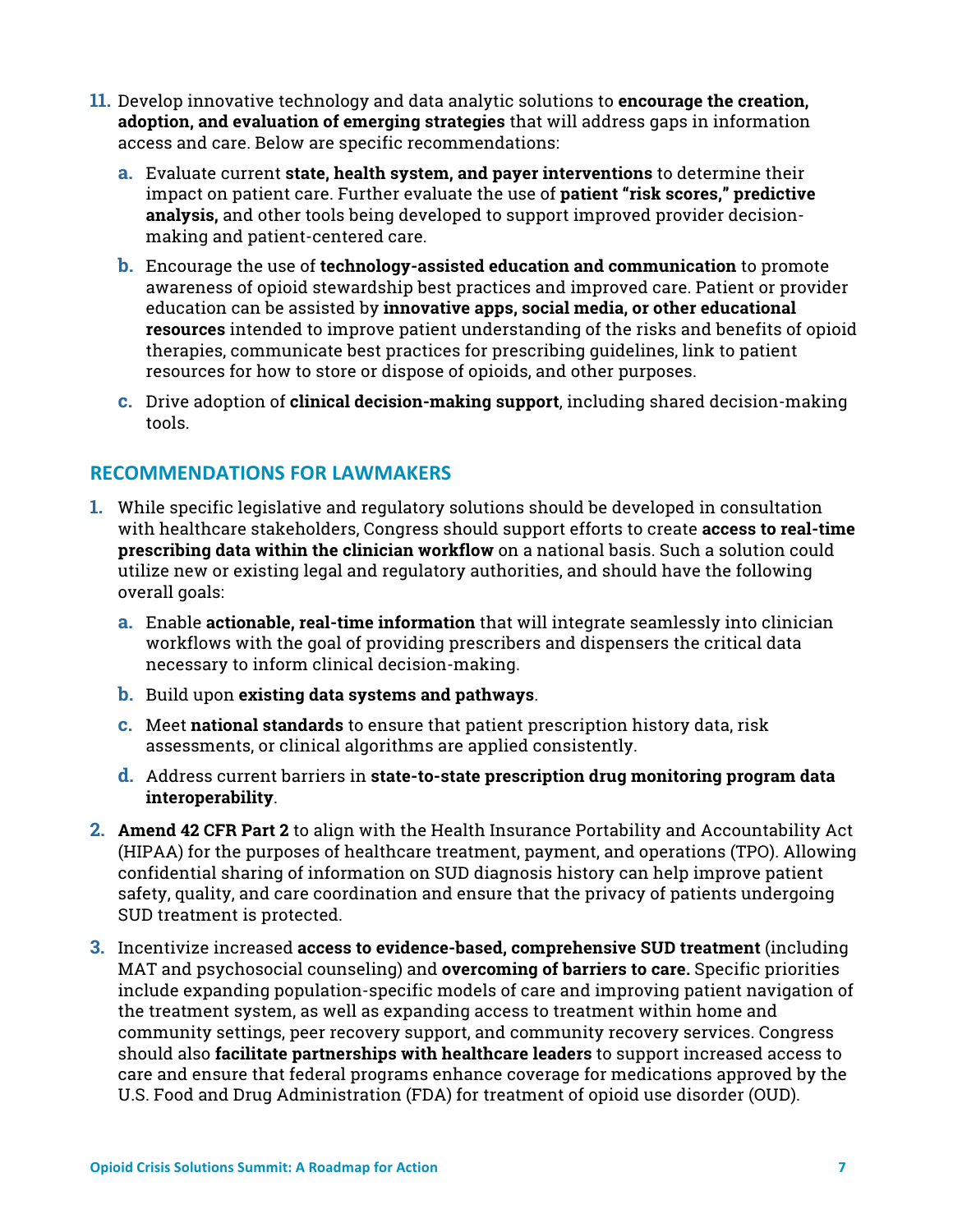11. Develop innovative technology and data analytic solutions to **encourage the creation, adoption, and evaluation of emerging strategies** that will address gaps in information access and care. Below are specific recommendations:

    a. Evaluate current **state, health system, and payer interventions** to determine their impact on patient care. Further evaluate the use of **patient "risk scores," predictive analysis,** and other tools being developed to support improved provider decision-making and patient-centered care.

    b. Encourage the use of **technology-assisted education and communication** to promote awareness of opioid stewardship best practices and improved care. Patient or provider education can be assisted by **innovative apps, social media, or other educational resources** intended to improve patient understanding of the risks and benefits of opioid therapies, communicate best practices for prescribing guidelines, link to patient resources for how to store or dispose of opioids, and other purposes.

    c. Drive adoption of **clinical decision-making support**, including shared decision-making tools.

## RECOMMENDATIONS FOR LAWMAKERS

1. While specific legislative and regulatory solutions should be developed in consultation with healthcare stakeholders, Congress should support efforts to create **access to real-time prescribing data within the clinician workflow** on a national basis. Such a solution could utilize new or existing legal and regulatory authorities, and should have the following overall goals:

    a. Enable **actionable, real-time information** that will integrate seamlessly into clinician workflows with the goal of providing prescribers and dispensers the critical data necessary to inform clinical decision-making.

    b. Build upon **existing data systems and pathways**.

    c. Meet **national standards** to ensure that patient prescription history data, risk assessments, or clinical algorithms are applied consistently.

    d. Address current barriers in **state-to-state prescription drug monitoring program data interoperability**.

2. **Amend 42 CFR Part 2** to align with the Health Insurance Portability and Accountability Act (HIPAA) for the purposes of healthcare treatment, payment, and operations (TPO). Allowing confidential sharing of information on SUD diagnosis history can help improve patient safety, quality, and care coordination and ensure that the privacy of patients undergoing SUD treatment is protected.

3. Incentivize increased **access to evidence-based, comprehensive SUD treatment** (including MAT and psychosocial counseling) and **overcoming of barriers to care.** Specific priorities include expanding population-specific models of care and improving patient navigation of the treatment system, as well as expanding access to treatment within home and community settings, peer recovery support, and community recovery services. Congress should also **facilitate partnerships with healthcare leaders** to support increased access to care and ensure that federal programs enhance coverage for medications approved by the U.S. Food and Drug Administration (FDA) for treatment of opioid use disorder (OUD).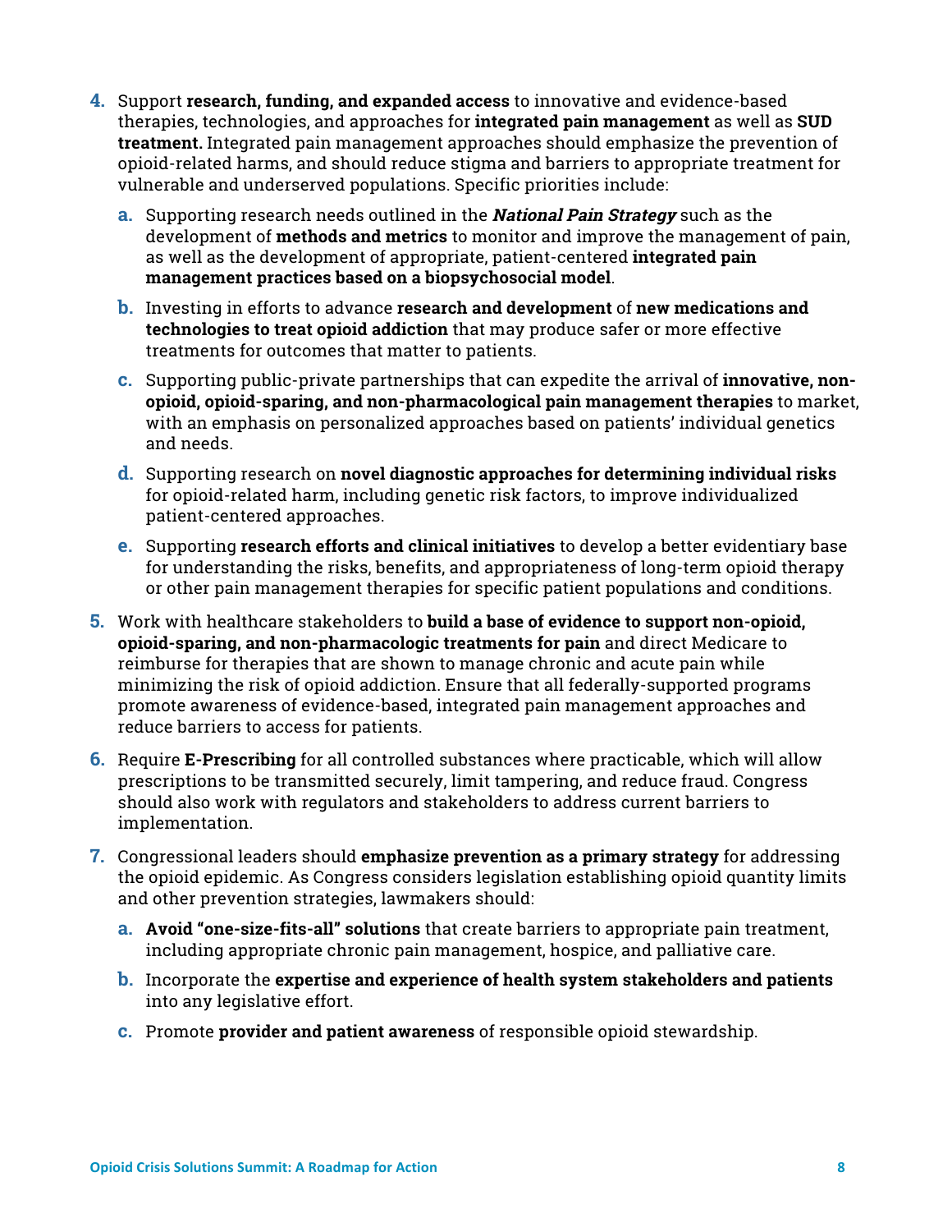4. Support **research, funding, and expanded access** to innovative and evidence-based therapies, technologies, and approaches for **integrated pain management** as well as **SUD treatment.** Integrated pain management approaches should emphasize the prevention of opioid-related harms, and should reduce stigma and barriers to appropriate treatment for vulnerable and underserved populations. Specific priorities include:

   a. Supporting research needs outlined in the ***National Pain Strategy*** such as the development of **methods and metrics** to monitor and improve the management of pain, as well as the development of appropriate, patient-centered **integrated pain management practices based on a biopsychosocial model**.

   b. Investing in efforts to advance **research and development** of **new medications and technologies to treat opioid addiction** that may produce safer or more effective treatments for outcomes that matter to patients.

   c. Supporting public-private partnerships that can expedite the arrival of **innovative, non-opioid, opioid-sparing, and non-pharmacological pain management therapies** to market, with an emphasis on personalized approaches based on patients' individual genetics and needs.

   d. Supporting research on **novel diagnostic approaches for determining individual risks** for opioid-related harm, including genetic risk factors, to improve individualized patient-centered approaches.

   e. Supporting **research efforts and clinical initiatives** to develop a better evidentiary base for understanding the risks, benefits, and appropriateness of long-term opioid therapy or other pain management therapies for specific patient populations and conditions.

5. Work with healthcare stakeholders to **build a base of evidence to support non-opioid, opioid-sparing, and non-pharmacologic treatments for pain** and direct Medicare to reimburse for therapies that are shown to manage chronic and acute pain while minimizing the risk of opioid addiction. Ensure that all federally-supported programs promote awareness of evidence-based, integrated pain management approaches and reduce barriers to access for patients.

6. Require **E-Prescribing** for all controlled substances where practicable, which will allow prescriptions to be transmitted securely, limit tampering, and reduce fraud. Congress should also work with regulators and stakeholders to address current barriers to implementation.

7. Congressional leaders should **emphasize prevention as a primary strategy** for addressing the opioid epidemic. As Congress considers legislation establishing opioid quantity limits and other prevention strategies, lawmakers should:

   a. **Avoid "one-size-fits-all" solutions** that create barriers to appropriate pain treatment, including appropriate chronic pain management, hospice, and palliative care.

   b. Incorporate the **expertise and experience of health system stakeholders and patients** into any legislative effort.

   c. Promote **provider and patient awareness** of responsible opioid stewardship.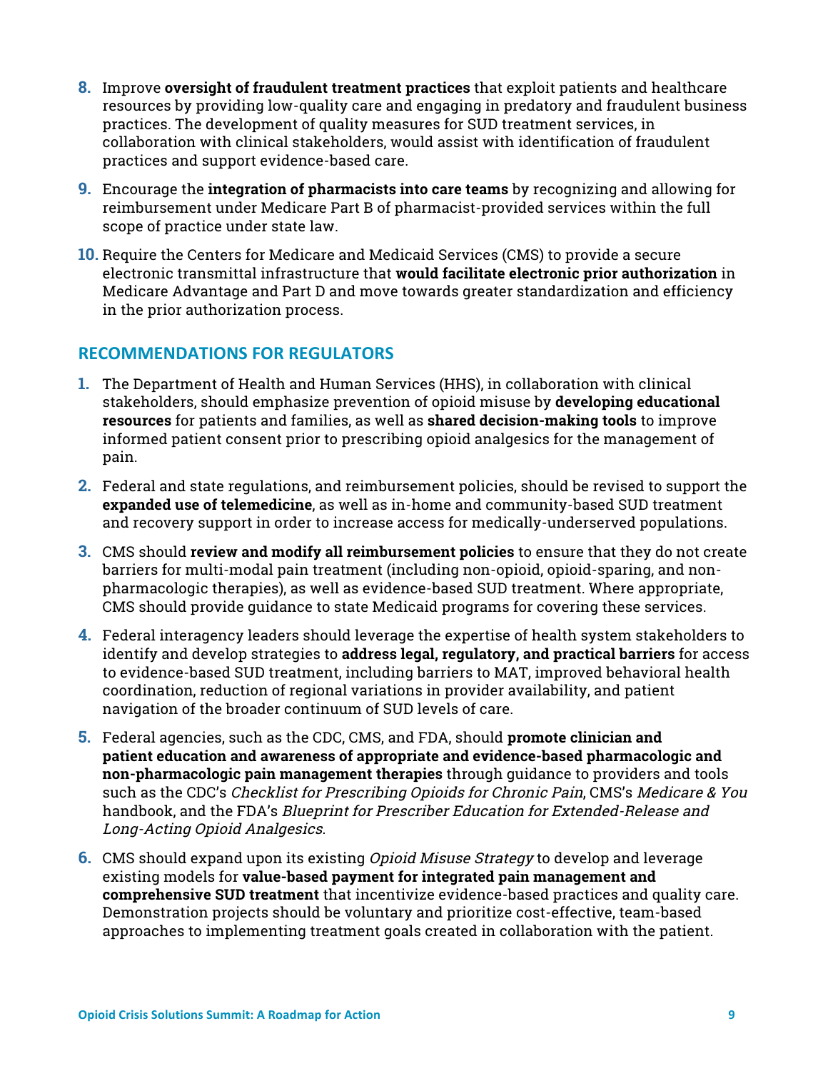8. Improve **oversight of fraudulent treatment practices** that exploit patients and healthcare resources by providing low-quality care and engaging in predatory and fraudulent business practices. The development of quality measures for SUD treatment services, in collaboration with clinical stakeholders, would assist with identification of fraudulent practices and support evidence-based care.
9. Encourage the **integration of pharmacists into care teams** by recognizing and allowing for reimbursement under Medicare Part B of pharmacist-provided services within the full scope of practice under state law.
10. Require the Centers for Medicare and Medicaid Services (CMS) to provide a secure electronic transmittal infrastructure that **would facilitate electronic prior authorization** in Medicare Advantage and Part D and move towards greater standardization and efficiency in the prior authorization process.

## RECOMMENDATIONS FOR REGULATORS

1. The Department of Health and Human Services (HHS), in collaboration with clinical stakeholders, should emphasize prevention of opioid misuse by **developing educational resources** for patients and families, as well as **shared decision-making tools** to improve informed patient consent prior to prescribing opioid analgesics for the management of pain.
2. Federal and state regulations, and reimbursement policies, should be revised to support the **expanded use of telemedicine**, as well as in-home and community-based SUD treatment and recovery support in order to increase access for medically-underserved populations.
3. CMS should **review and modify all reimbursement policies** to ensure that they do not create barriers for multi-modal pain treatment (including non-opioid, opioid-sparing, and non-pharmacologic therapies), as well as evidence-based SUD treatment. Where appropriate, CMS should provide guidance to state Medicaid programs for covering these services.
4. Federal interagency leaders should leverage the expertise of health system stakeholders to identify and develop strategies to **address legal, regulatory, and practical barriers** for access to evidence-based SUD treatment, including barriers to MAT, improved behavioral health coordination, reduction of regional variations in provider availability, and patient navigation of the broader continuum of SUD levels of care.
5. Federal agencies, such as the CDC, CMS, and FDA, should **promote clinician and patient education and awareness of appropriate and evidence-based pharmacologic and non-pharmacologic pain management therapies** through guidance to providers and tools such as the CDC's *Checklist for Prescribing Opioids for Chronic Pain*, CMS's *Medicare & You* handbook, and the FDA's *Blueprint for Prescriber Education for Extended-Release and Long-Acting Opioid Analgesics*.
6. CMS should expand upon its existing *Opioid Misuse Strategy* to develop and leverage existing models for **value-based payment for integrated pain management and comprehensive SUD treatment** that incentivize evidence-based practices and quality care. Demonstration projects should be voluntary and prioritize cost-effective, team-based approaches to implementing treatment goals created in collaboration with the patient.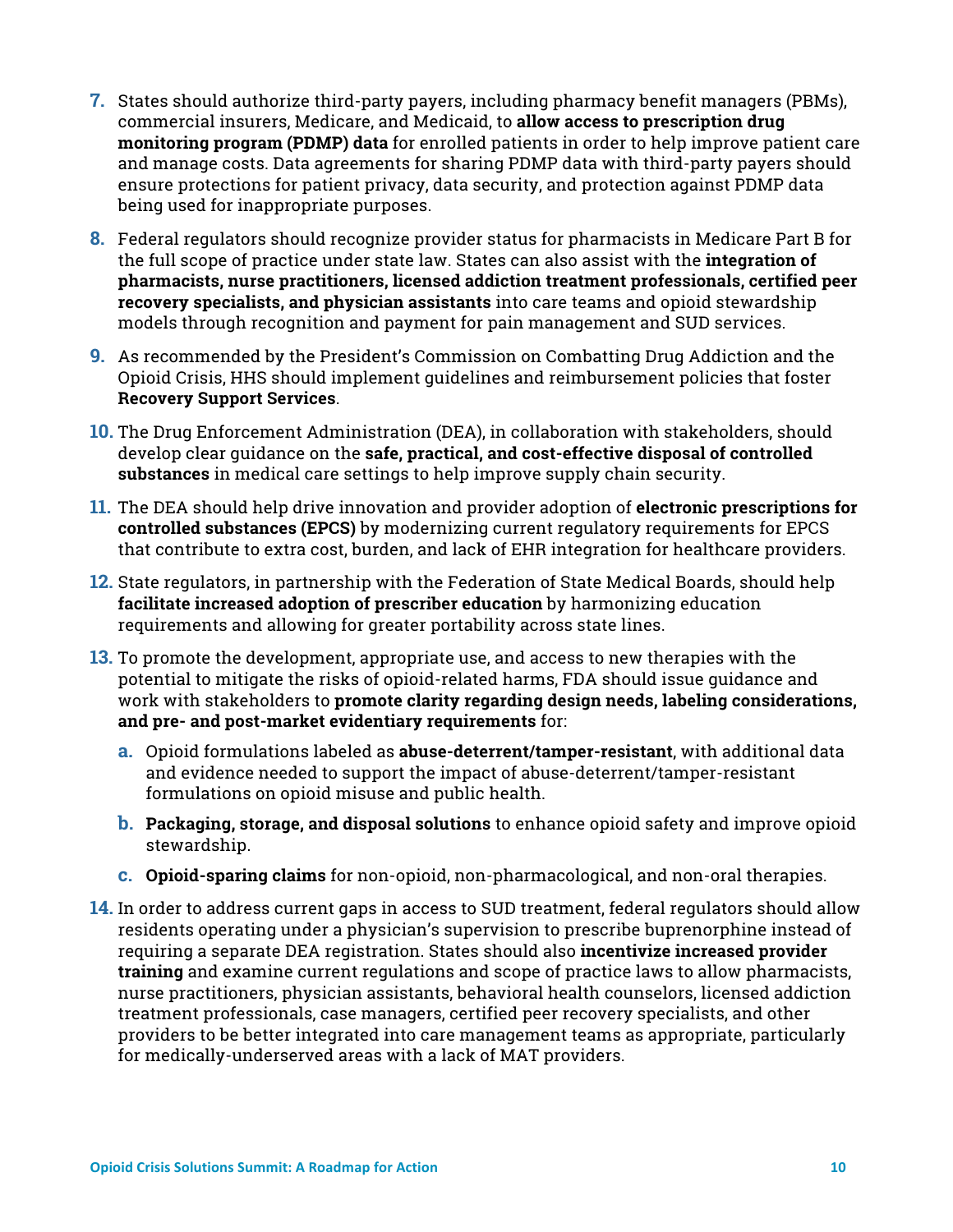7. States should authorize third-party payers, including pharmacy benefit managers (PBMs), commercial insurers, Medicare, and Medicaid, to **allow access to prescription drug monitoring program (PDMP) data** for enrolled patients in order to help improve patient care and manage costs. Data agreements for sharing PDMP data with third-party payers should ensure protections for patient privacy, data security, and protection against PDMP data being used for inappropriate purposes.

8. Federal regulators should recognize provider status for pharmacists in Medicare Part B for the full scope of practice under state law. States can also assist with the **integration of pharmacists, nurse practitioners, licensed addiction treatment professionals, certified peer recovery specialists, and physician assistants** into care teams and opioid stewardship models through recognition and payment for pain management and SUD services.

9. As recommended by the President's Commission on Combatting Drug Addiction and the Opioid Crisis, HHS should implement guidelines and reimbursement policies that foster **Recovery Support Services**.

10. The Drug Enforcement Administration (DEA), in collaboration with stakeholders, should develop clear guidance on the **safe, practical, and cost-effective disposal of controlled substances** in medical care settings to help improve supply chain security.

11. The DEA should help drive innovation and provider adoption of **electronic prescriptions for controlled substances (EPCS)** by modernizing current regulatory requirements for EPCS that contribute to extra cost, burden, and lack of EHR integration for healthcare providers.

12. State regulators, in partnership with the Federation of State Medical Boards, should help **facilitate increased adoption of prescriber education** by harmonizing education requirements and allowing for greater portability across state lines.

13. To promote the development, appropriate use, and access to new therapies with the potential to mitigate the risks of opioid-related harms, FDA should issue guidance and work with stakeholders to **promote clarity regarding design needs, labeling considerations, and pre- and post-market evidentiary requirements** for:

    a. Opioid formulations labeled as **abuse-deterrent/tamper-resistant**, with additional data and evidence needed to support the impact of abuse-deterrent/tamper-resistant formulations on opioid misuse and public health.

    b. **Packaging, storage, and disposal solutions** to enhance opioid safety and improve opioid stewardship.

    c. **Opioid-sparing claims** for non-opioid, non-pharmacological, and non-oral therapies.

14. In order to address current gaps in access to SUD treatment, federal regulators should allow residents operating under a physician's supervision to prescribe buprenorphine instead of requiring a separate DEA registration. States should also **incentivize increased provider training** and examine current regulations and scope of practice laws to allow pharmacists, nurse practitioners, physician assistants, behavioral health counselors, licensed addiction treatment professionals, case managers, certified peer recovery specialists, and other providers to be better integrated into care management teams as appropriate, particularly for medically-underserved areas with a lack of MAT providers.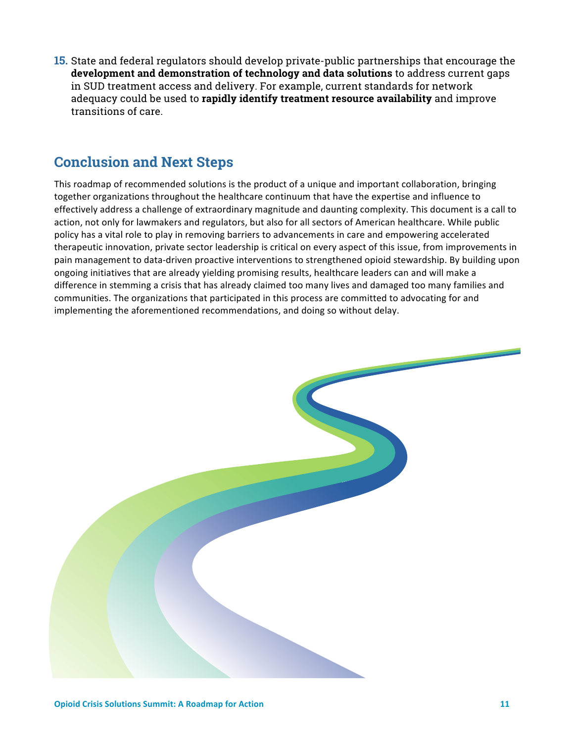15. State and federal regulators should develop private-public partnerships that encourage the **development and demonstration of technology and data solutions** to address current gaps in SUD treatment access and delivery. For example, current standards for network adequacy could be used to **rapidly identify treatment resource availability** and improve transitions of care.

## Conclusion and Next Steps

This roadmap of recommended solutions is the product of a unique and important collaboration, bringing together organizations throughout the healthcare continuum that have the expertise and influence to effectively address a challenge of extraordinary magnitude and daunting complexity. This document is a call to action, not only for lawmakers and regulators, but also for all sectors of American healthcare. While public policy has a vital role to play in removing barriers to advancements in care and empowering accelerated therapeutic innovation, private sector leadership is critical on every aspect of this issue, from improvements in pain management to data-driven proactive interventions to strengthened opioid stewardship. By building upon ongoing initiatives that are already yielding promising results, healthcare leaders can and will make a difference in stemming a crisis that has already claimed too many lives and damaged too many families and communities. The organizations that participated in this process are committed to advocating for and implementing the aforementioned recommendations, and doing so without delay.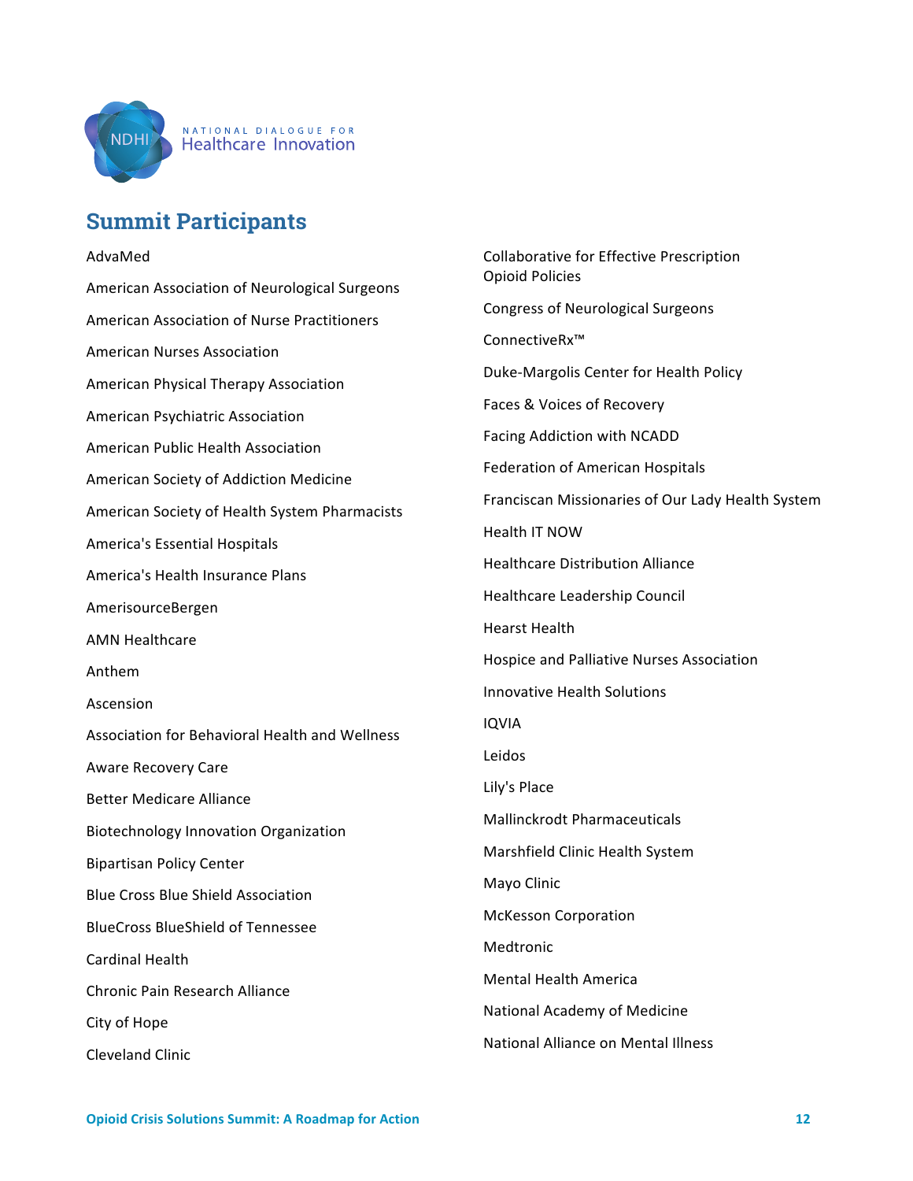## Summit Participants

AdvaMed

American Association of Neurological Surgeons

American Association of Nurse Practitioners

American Nurses Association

American Physical Therapy Association

American Psychiatric Association

American Public Health Association

American Society of Addiction Medicine

American Society of Health System Pharmacists

America's Essential Hospitals

America's Health Insurance Plans

AmerisourceBergen

AMN Healthcare

Anthem

Ascension

Association for Behavioral Health and Wellness

Aware Recovery Care

Better Medicare Alliance

Biotechnology Innovation Organization

Bipartisan Policy Center

Blue Cross Blue Shield Association

BlueCross BlueShield of Tennessee

Cardinal Health

Chronic Pain Research Alliance

City of Hope

Cleveland Clinic

Collaborative for Effective Prescription Opioid Policies

Congress of Neurological Surgeons

ConnectiveRx™

Duke-Margolis Center for Health Policy

Faces & Voices of Recovery

Facing Addiction with NCADD

Federation of American Hospitals

Franciscan Missionaries of Our Lady Health System

Health IT NOW

Healthcare Distribution Alliance

Healthcare Leadership Council

Hearst Health

Hospice and Palliative Nurses Association

Innovative Health Solutions

IQVIA

Leidos

Lily's Place

Mallinckrodt Pharmaceuticals

Marshfield Clinic Health System

Mayo Clinic

McKesson Corporation

Medtronic

Mental Health America

National Academy of Medicine

National Alliance on Mental Illness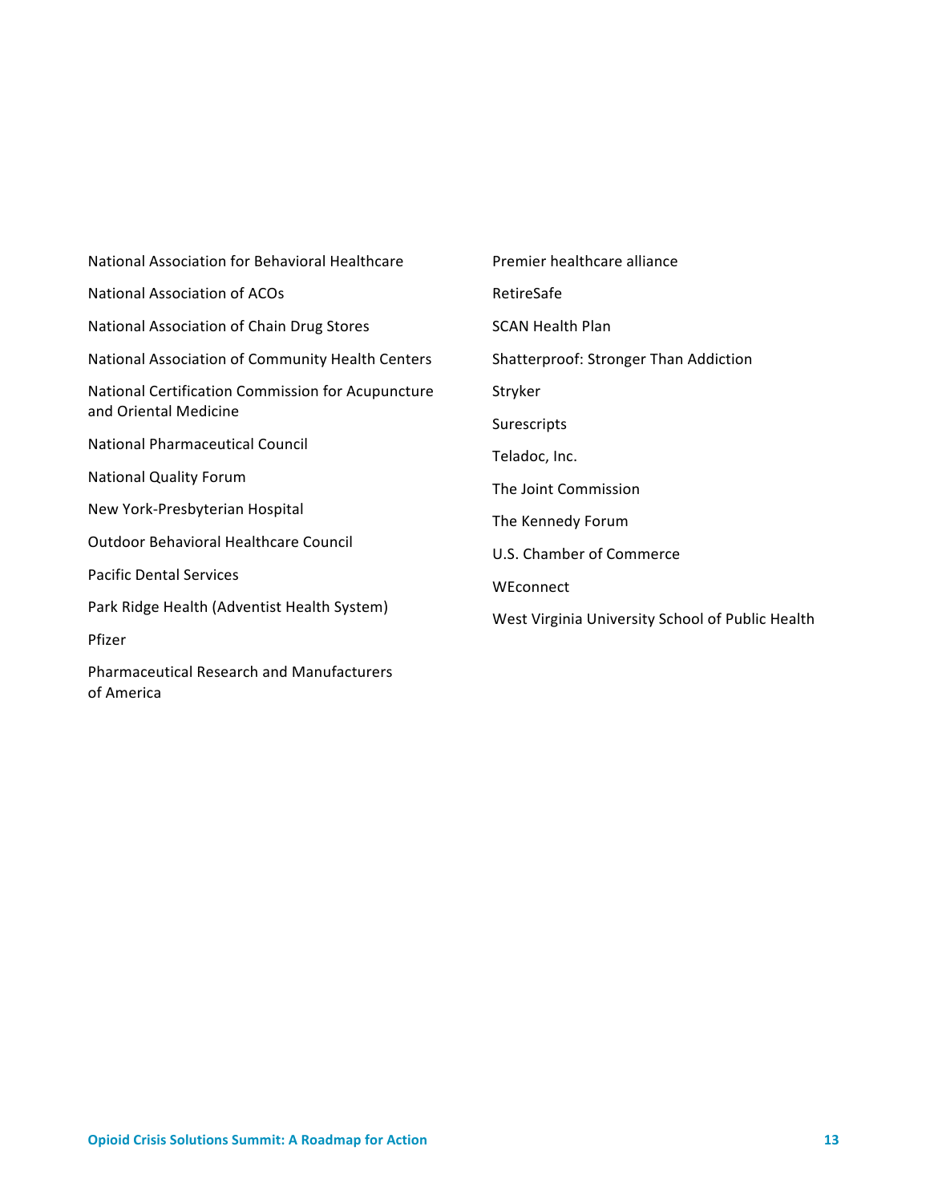National Association for Behavioral Healthcare

National Association of ACOs

National Association of Chain Drug Stores

National Association of Community Health Centers

National Certification Commission for Acupuncture and Oriental Medicine

National Pharmaceutical Council

National Quality Forum

New York-Presbyterian Hospital

Outdoor Behavioral Healthcare Council

Pacific Dental Services

Park Ridge Health (Adventist Health System)

Pfizer

Pharmaceutical Research and Manufacturers of America

Premier healthcare alliance

RetireSafe

SCAN Health Plan

Shatterproof: Stronger Than Addiction

Stryker

Surescripts

Teladoc, Inc.

The Joint Commission

The Kennedy Forum

U.S. Chamber of Commerce

WEconnect

West Virginia University School of Public Health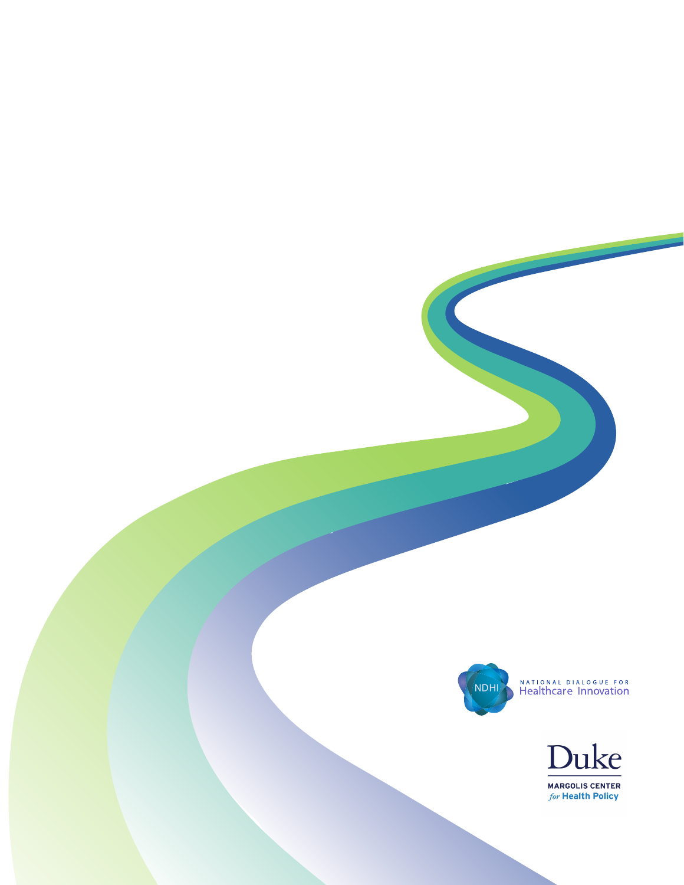NATIONAL DIALOGUE FOR Healthcare Innovation

Duke

MARGOLIS CENTER *for* Health Policy